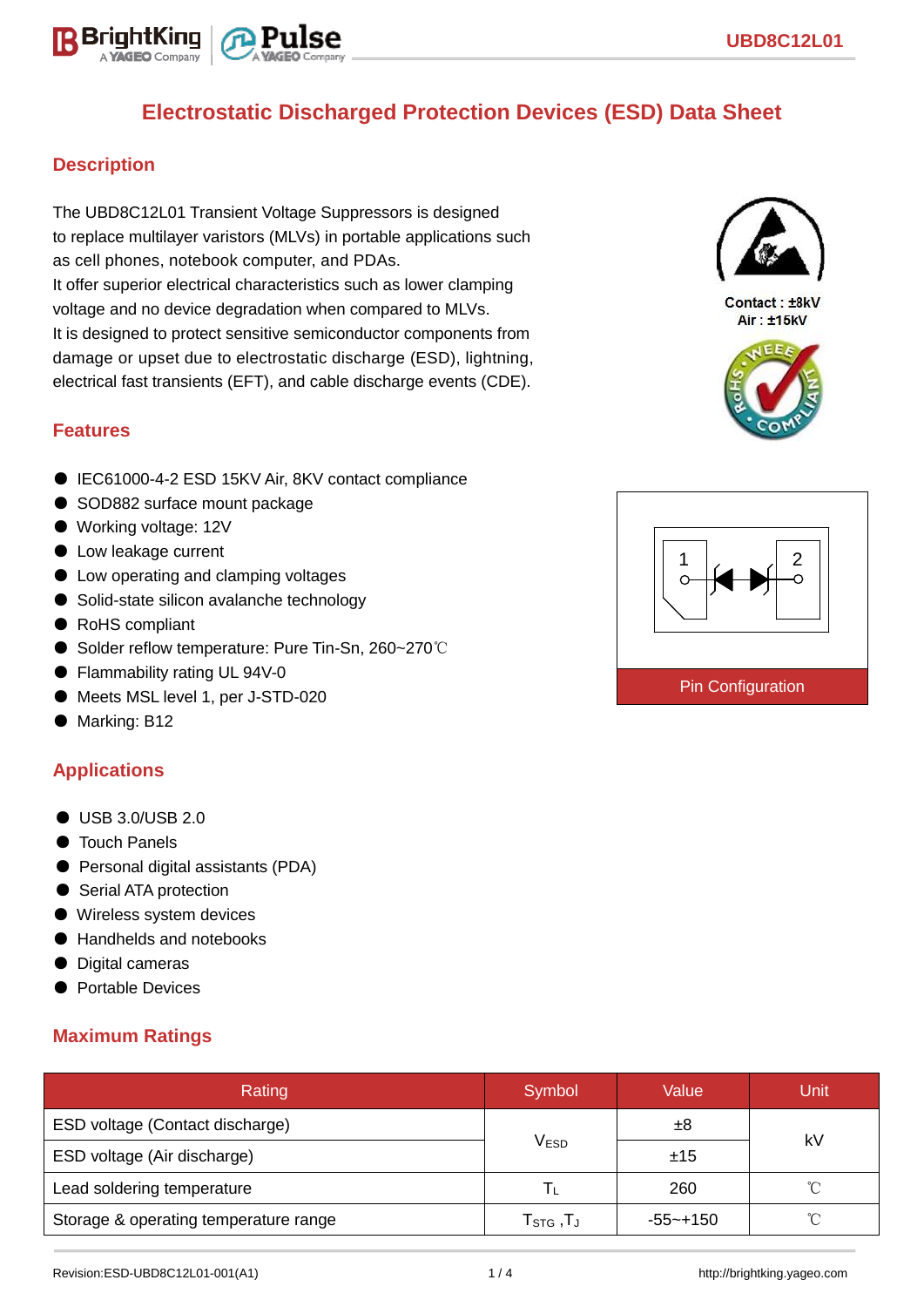# Electrostatic Discharged Protection Devices (ESD) Data Sheet

## Description

The UBD8C12L01 Transient Voltage Suppressors is designed to replace multilayer varistors (MLVs) in portable applications such as cell phones, notebook computer, and PDAs.
It offer superior electrical characteristics such as lower clamping voltage and no device degradation when compared to MLVs.
It is designed to protect sensitive semiconductor components from damage or upset due to electrostatic discharge (ESD), lightning, electrical fast transients (EFT), and cable discharge events (CDE).

Contact : ±8kV
Air : ±15kV

## Features

- IEC61000-4-2 ESD 15KV Air, 8KV contact compliance
- SOD882 surface mount package
- Working voltage: 12V
- Low leakage current
- Low operating and clamping voltages
- Solid-state silicon avalanche technology
- RoHS compliant
- Solder reflow temperature: Pure Tin-Sn, 260~270℃
- Flammability rating UL 94V-0
- Meets MSL level 1, per J-STD-020
- Marking: B12

Pin Configuration

## Applications

- USB 3.0/USB 2.0
- Touch Panels
- Personal digital assistants (PDA)
- Serial ATA protection
- Wireless system devices
- Handhelds and notebooks
- Digital cameras
- Portable Devices

## Maximum Ratings

| Rating | Symbol | Value | Unit |
|---|---|---|---|
| ESD voltage (Contact discharge) | $V_{ESD}$ | ±8 | kV |
| ESD voltage (Air discharge) | | ±15 | |
| Lead soldering temperature | $T_L$ | 260 | ℃ |
| Storage & operating temperature range | $T_{STG}$ ,$T_J$ | -55~+150 | ℃ |

Revision:ESD-UBD8C12L01-001(A1) http://brightking.yageo.com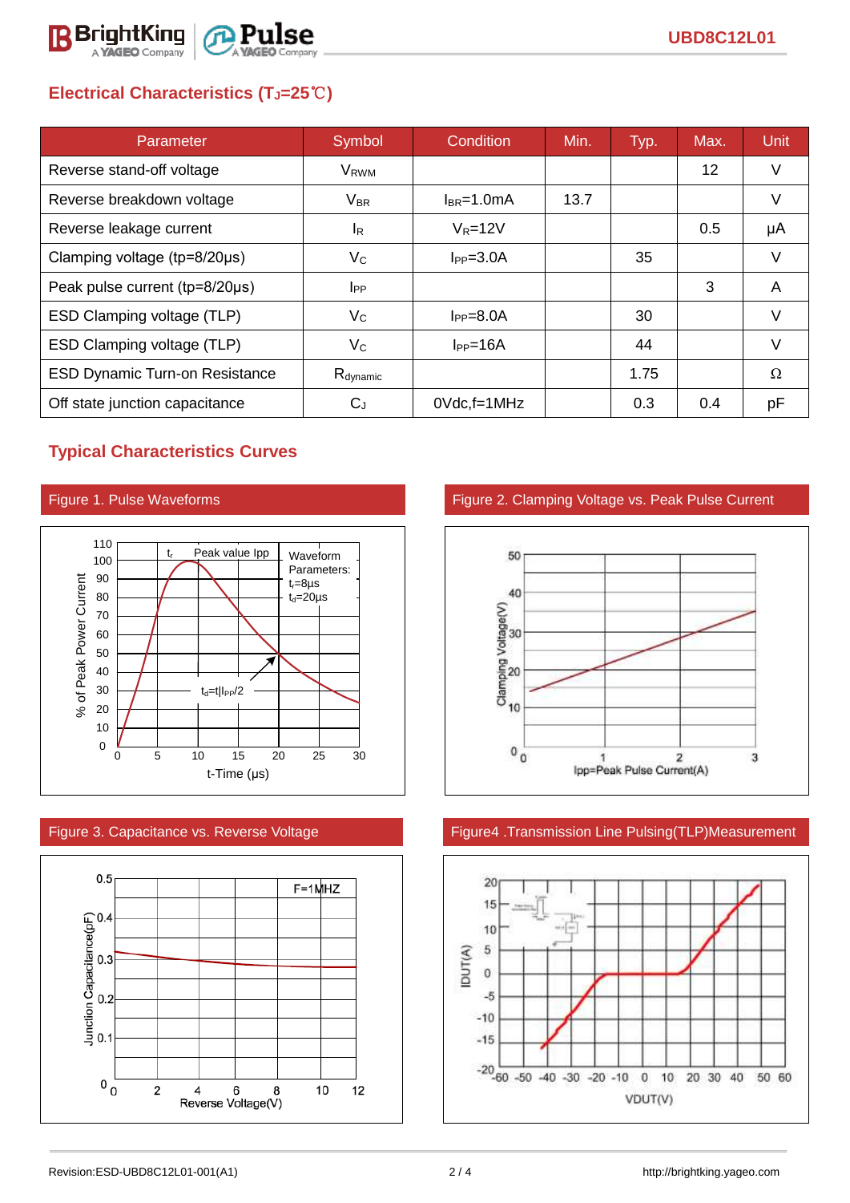## Electrical Characteristics ($T_J$=25℃)

| Parameter | Symbol | Condition | Min. | Typ. | Max. | Unit |
|---|---|---|---|---|---|---|
| Reverse stand-off voltage | $V_{RWM}$ | | | | 12 | V |
| Reverse breakdown voltage | $V_{BR}$ | $I_{BR}$=1.0mA | 13.7 | | | V |
| Reverse leakage current | $I_R$ | $V_R$=12V | | | 0.5 | μA |
| Clamping voltage (tp=8/20μs) | $V_C$ | $I_{PP}$=3.0A | | 35 | | V |
| Peak pulse current (tp=8/20μs) | $I_{PP}$ | | | | 3 | A |
| ESD Clamping voltage (TLP) | $V_C$ | $I_{PP}$=8.0A | | 30 | | V |
| ESD Clamping voltage (TLP) | $V_C$ | $I_{PP}$=16A | | 44 | | V |
| ESD Dynamic Turn-on Resistance | $R_{dynamic}$ | | | 1.75 | | Ω |
| Off state junction capacitance | $C_J$ | 0Vdc,f=1MHz | | 0.3 | 0.4 | pF |

## Typical Characteristics Curves

Figure 1. Pulse Waveforms

Figure 2. Clamping Voltage vs. Peak Pulse Current

Figure 3. Capacitance vs. Reverse Voltage

Figure4 .Transmission Line Pulsing(TLP)Measurement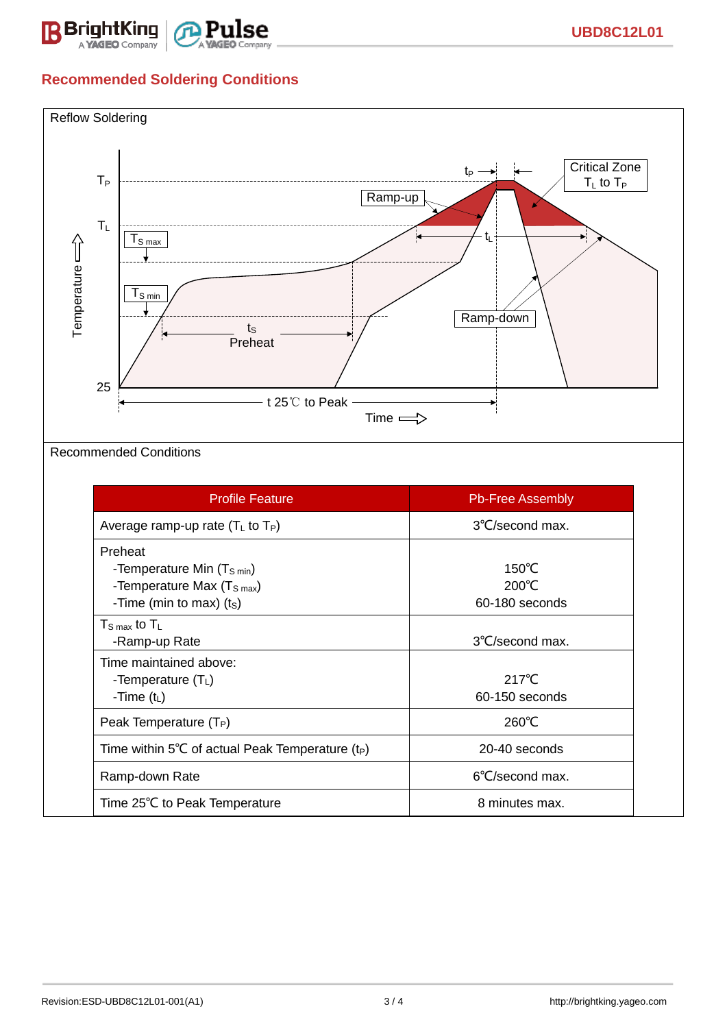## Recommended Soldering Conditions

Reflow Soldering

Recommended Conditions

| Profile Feature | Pb-Free Assembly |
|---|---|
| Average ramp-up rate ($T_L$ to $T_P$) | 3℃/second max. |
| Preheat<br>-Temperature Min ($T_{S\ min}$)<br>-Temperature Max ($T_{S\ max}$)<br>-Time (min to max) ($t_S$) | 150℃<br>200℃<br>60-180 seconds |
| $T_{S\ max}$ to $T_L$<br>-Ramp-up Rate | 3℃/second max. |
| Time maintained above:<br>-Temperature ($T_L$)<br>-Time ($t_L$) | 217℃<br>60-150 seconds |
| Peak Temperature ($T_P$) | 260℃ |
| Time within 5℃ of actual Peak Temperature ($t_P$) | 20-40 seconds |
| Ramp-down Rate | 6℃/second max. |
| Time 25℃ to Peak Temperature | 8 minutes max. |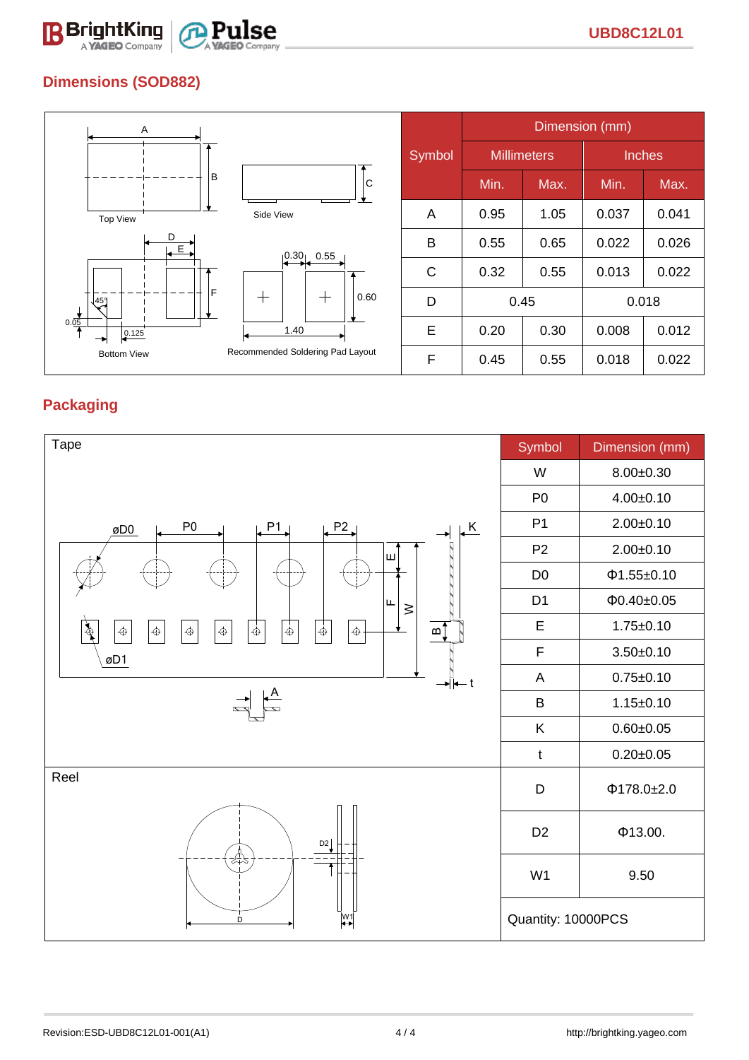## Dimensions (SOD882)

Top View

Side View

Bottom View

Recommended Soldering Pad Layout

| Symbol | Dimension (mm) | | | |
|---|---|---|---|---|
| | Millimeters | | Inches | |
| | Min. | Max. | Min. | Max. |
| A | 0.95 | 1.05 | 0.037 | 0.041 |
| B | 0.55 | 0.65 | 0.022 | 0.026 |
| C | 0.32 | 0.55 | 0.013 | 0.022 |
| D | 0.45 | | 0.018 | |
| E | 0.20 | 0.30 | 0.008 | 0.012 |
| F | 0.45 | 0.55 | 0.018 | 0.022 |

## Packaging

Tape

Reel

| Symbol | Dimension (mm) |
|---|---|
| W | 8.00±0.30 |
| P0 | 4.00±0.10 |
| P1 | 2.00±0.10 |
| P2 | 2.00±0.10 |
| D0 | Φ1.55±0.10 |
| D1 | Φ0.40±0.05 |
| E | 1.75±0.10 |
| F | 3.50±0.10 |
| A | 0.75±0.10 |
| B | 1.15±0.10 |
| K | 0.60±0.05 |
| t | 0.20±0.05 |
| D | Φ178.0±2.0 |
| D2 | Φ13.00. |
| W1 | 9.50 |

Quantity: 10000PCS

Revision:ESD-UBD8C12L01-001(A1)

http://brightking.yageo.com